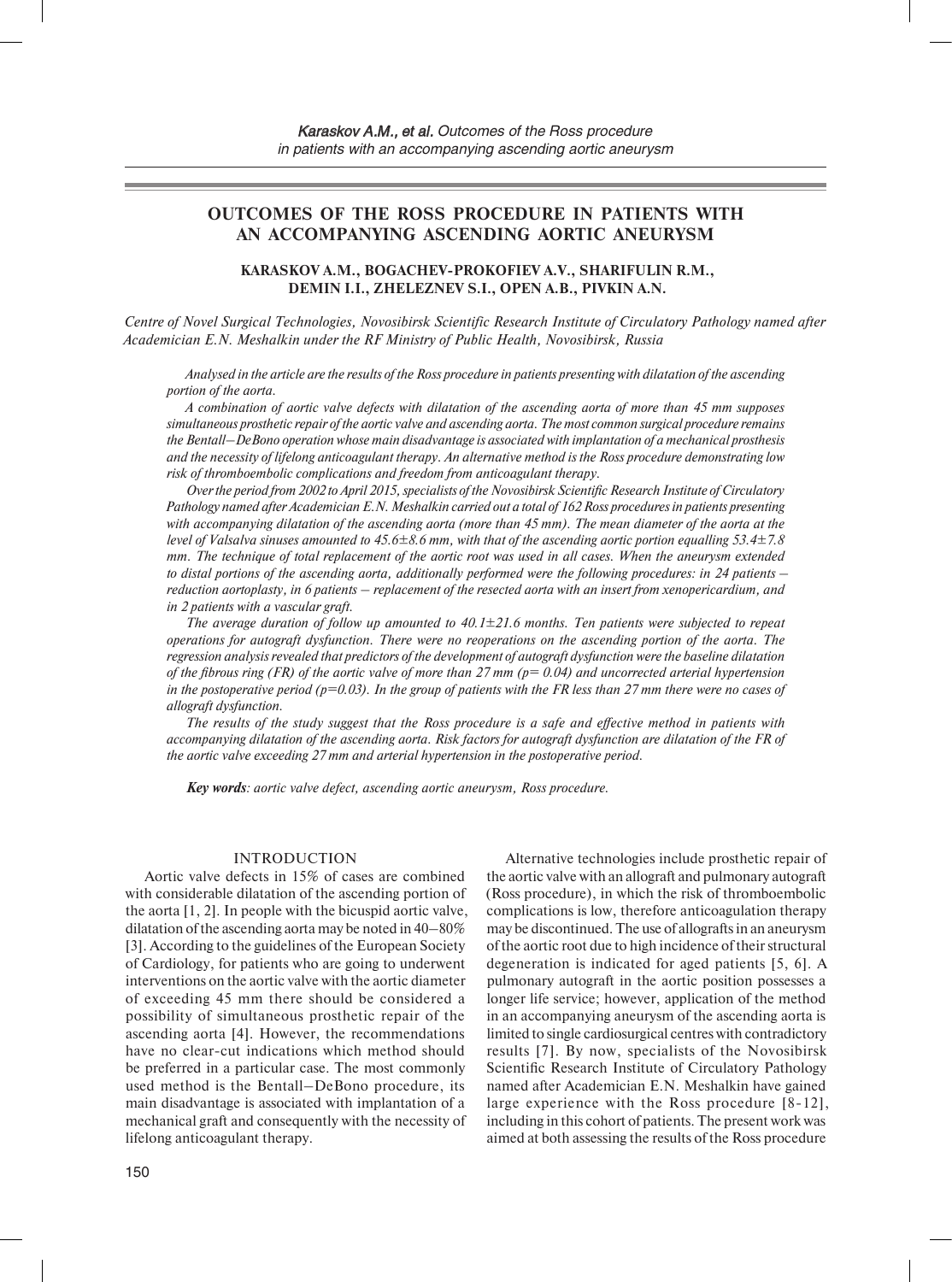# OUTCOMES OF THE ROSS PROCEDURE IN PATIENTS WITH AN ACCOMPANYING ASCENDING AORTIC ANEURYSM

**KARASKOV A.M., BOGACHEV-PROKOFIEV A.V., SHARIFULIN R.M., DEMIN I.I., ZHELEZNEV S.I., OPEN A.B., PIVKIN A.N.**

*Centre of Novel Surgical Technologies, Novosibirsk Scientific Research Institute of Circulatory Pathology named after Academician E.N. Meshalkin under the RF Ministry of Public Health, Novosibirsk, Russia*

*Analysed in the article are the results of the Ross procedure in patients presenting with dilatation of the ascending portion of the aorta.*

*A combination of aortic valve defects with dilatation of the ascending aorta of more than 45 mm supposes simultaneous prosthetic repair of the aortic valve and ascending aorta. The most common surgical procedure remains the Bentall–DeBono operation whose main disadvantage is associated with implantation of a mechanical prosthesis and the necessity of lifelong anticoagulant therapy. An alternative method is the Ross procedure demonstrating low risk of thromboembolic complications and freedom from anticoagulant therapy.*

*Over the period from 2002 to April 2015, specialists of the Novosibirsk Scientific Research Institute of Circulatory Pathology named after Academician E.N. Meshalkin carried out a total of 162 Ross procedures in patients presenting with accompanying dilatation of the ascending aorta (more than 45 mm). The mean diameter of the aorta at the level of Valsalva sinuses amounted to 45.6±8.6 mm, with that of the ascending aortic portion equalling 53.4±7.8 mm. The technique of total replacement of the aortic root was used in all cases. When the aneurysm extended to distal portions of the ascending aorta, additionally performed were the following procedures: in 24 patients – reduction aortoplasty, in 6 patients – replacement of the resected aorta with an insert from xenopericardium, and in 2 patients with a vascular graft.*

*The average duration of follow up amounted to 40.1±21.6 months. Ten patients were subjected to repeat operations for autograft dysfunction. There were no reoperations on the ascending portion of the aorta. The regression analysis revealed that predictors of the development of autograft dysfunction were the baseline dilatation of the fibrous ring (FR) of the aortic valve of more than 27 mm ($p = 0.04$) and uncorrected arterial hypertension in the postoperative period ($p=0.03$). In the group of patients with the FR less than 27 mm there were no cases of allograft dysfunction.*

*The results of the study suggest that the Ross procedure is a safe and effective method in patients with accompanying dilatation of the ascending aorta. Risk factors for autograft dysfunction are dilatation of the FR of the aortic valve exceeding 27 mm and arterial hypertension in the postoperative period.*

***Key words**: aortic valve defect, ascending aortic aneurysm, Ross procedure.*

## INTRODUCTION

Aortic valve defects in 15% of cases are combined with considerable dilatation of the ascending portion of the aorta [1, 2]. In people with the bicuspid aortic valve, dilatation of the ascending aorta may be noted in 40–80% [3]. According to the guidelines of the European Society of Cardiology, for patients who are going to underwent interventions on the aortic valve with the aortic diameter of exceeding 45 mm there should be considered a possibility of simultaneous prosthetic repair of the ascending aorta [4]. However, the recommendations have no clear-cut indications which method should be preferred in a particular case. The most commonly used method is the Bentall–DeBono procedure, its main disadvantage is associated with implantation of a mechanical graft and consequently with the necessity of lifelong anticoagulant therapy.

Alternative technologies include prosthetic repair of the aortic valve with an allograft and pulmonary autograft (Ross procedure), in which the risk of thromboembolic complications is low, therefore anticoagulation therapy may be discontinued. The use of allografts in an aneurysm of the aortic root due to high incidence of their structural degeneration is indicated for aged patients [5, 6]. A pulmonary autograft in the aortic position possesses a longer life service; however, application of the method in an accompanying aneurysm of the ascending aorta is limited to single cardiosurgical centres with contradictory results [7]. By now, specialists of the Novosibirsk Scientific Research Institute of Circulatory Pathology named after Academician E.N. Meshalkin have gained large experience with the Ross procedure [8-12], including in this cohort of patients. The present work was aimed at both assessing the results of the Ross procedure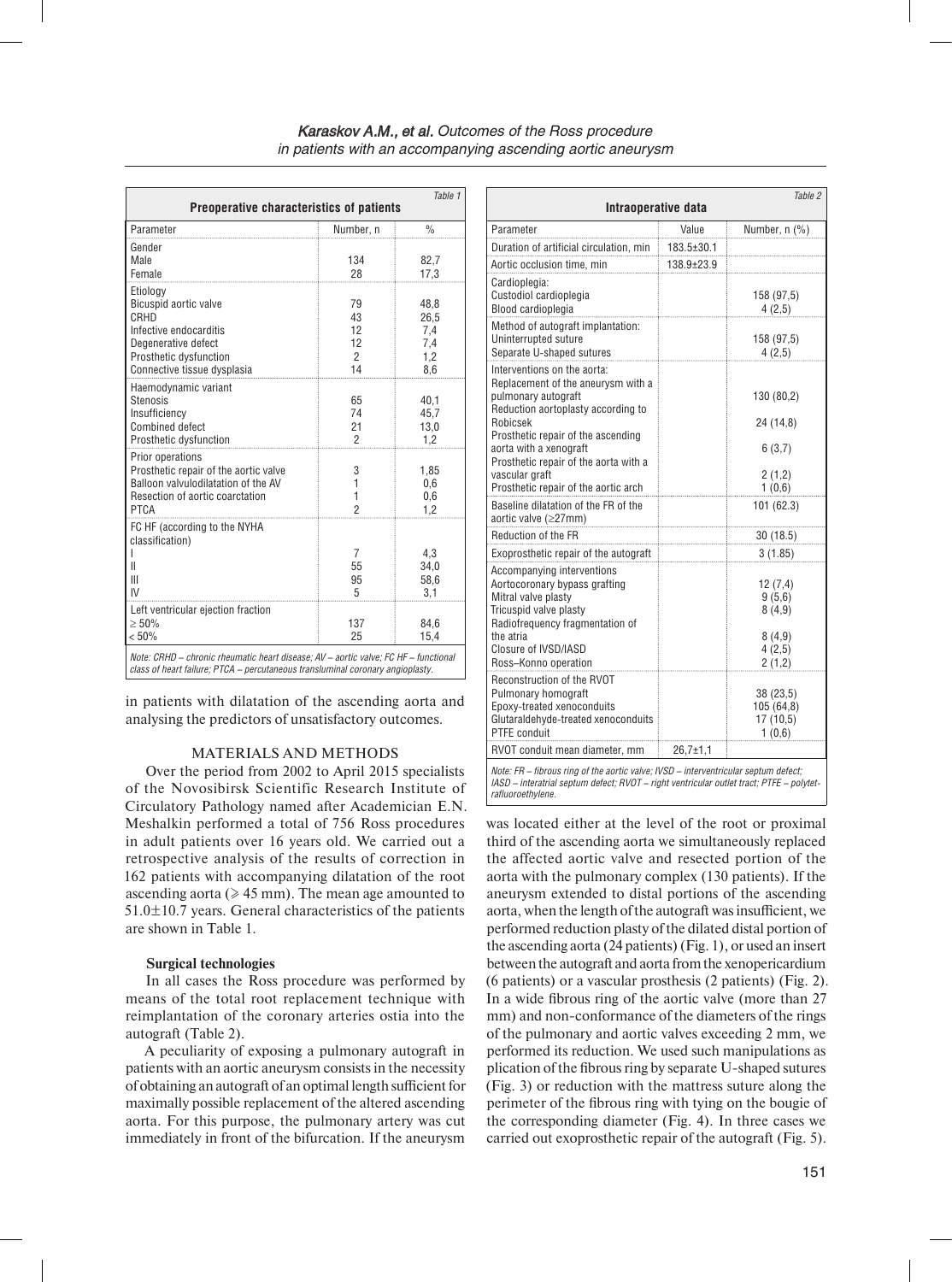Table 1

**Preoperative characteristics of patients**

| Parameter | Number, n | % |
|---|---|---|
| Gender | | |
| Male | 134 | 82,7 |
| Female | 28 | 17,3 |
| Etiology | | |
| Bicuspid aortic valve | 79 | 48,8 |
| CRHD | 43 | 26,5 |
| Infective endocarditis | 12 | 7,4 |
| Degenerative defect | 12 | 7,4 |
| Prosthetic dysfunction | 2 | 1,2 |
| Connective tissue dysplasia | 14 | 8,6 |
| Haemodynamic variant | | |
| Stenosis | 65 | 40,1 |
| Insufficiency | 74 | 45,7 |
| Combined defect | 21 | 13,0 |
| Prosthetic dysfunction | 2 | 1,2 |
| Prior operations | | |
| Prosthetic repair of the aortic valve | 3 | 1,85 |
| Balloon valvulodilatation of the AV | 1 | 0,6 |
| Resection of aortic coarctation | 1 | 0,6 |
| PTCA | 2 | 1,2 |
| FC HF (according to the NYHA classification) | | |
| I | 7 | 4,3 |
| II | 55 | 34,0 |
| III | 95 | 58,6 |
| IV | 5 | 3,1 |
| Left ventricular ejection fraction | | |
| ≥ 50% | 137 | 84,6 |
| < 50% | 25 | 15,4 |

*Note: CRHD – chronic rheumatic heart disease; AV – aortic valve; FC HF – functional class of heart failure; PTCA – percutaneous transluminal coronary angioplasty.*

in patients with dilatation of the ascending aorta and analysing the predictors of unsatisfactory outcomes.

## MATERIALS AND METHODS

Over the period from 2002 to April 2015 specialists of the Novosibirsk Scientific Research Institute of Circulatory Pathology named after Academician E.N. Meshalkin performed a total of 756 Ross procedures in adult patients over 16 years old. We carried out a retrospective analysis of the results of correction in 162 patients with accompanying dilatation of the root ascending aorta (⩾ 45 mm). The mean age amounted to 51.0±10.7 years. General characteristics of the patients are shown in Table 1.

### Surgical technologies

In all cases the Ross procedure was performed by means of the total root replacement technique with reimplantation of the coronary arteries ostia into the autograft (Table 2).

A peculiarity of exposing a pulmonary autograft in patients with an aortic aneurysm consists in the necessity of obtaining an autograft of an optimal length sufficient for maximally possible replacement of the altered ascending aorta. For this purpose, the pulmonary artery was cut immediately in front of the bifurcation. If the aneurysm was located either at the level of the root or proximal third of the ascending aorta we simultaneously replaced the affected aortic valve and resected portion of the aorta with the pulmonary complex (130 patients). If the aneurysm extended to distal portions of the ascending aorta, when the length of the autograft was insufficient, we performed reduction plasty of the dilated distal portion of the ascending aorta (24 patients) (Fig. 1), or used an insert between the autograft and aorta from the xenopericardium (6 patients) or a vascular prosthesis (2 patients) (Fig. 2). In a wide fibrous ring of the aortic valve (more than 27 mm) and non-conformance of the diameters of the rings of the pulmonary and aortic valves exceeding 2 mm, we performed its reduction. We used such manipulations as plication of the fibrous ring by separate U-shaped sutures (Fig. 3) or reduction with the mattress suture along the perimeter of the fibrous ring with tying on the bougie of the corresponding diameter (Fig. 4). In three cases we carried out exoprosthetic repair of the autograft (Fig. 5).

Table 2

**Intraoperative data**

| Parameter | Value | Number, n (%) |
|---|---|---|
| Duration of artificial circulation, min | 183.5±30.1 | |
| Aortic occlusion time, min | 138.9±23.9 | |
| Cardioplegia: | | |
| Custodiol cardioplegia | | 158 (97,5) |
| Blood cardioplegia | | 4 (2,5) |
| Method of autograft implantation: | | |
| Uninterrupted suture | | 158 (97,5) |
| Separate U-shaped sutures | | 4 (2,5) |
| Interventions on the aorta: | | |
| Replacement of the aneurysm with a pulmonary autograft | | 130 (80,2) |
| Reduction aortoplasty according to Robicsek | | 24 (14,8) |
| Prosthetic repair of the ascending aorta with a xenograft | | 6 (3,7) |
| Prosthetic repair of the aorta with a vascular graft | | 2 (1,2) |
| Prosthetic repair of the aortic arch | | 1 (0,6) |
| Baseline dilatation of the FR of the aortic valve (≥27mm) | | 101 (62.3) |
| Reduction of the FR | | 30 (18.5) |
| Exoprosthetic repair of the autograft | | 3 (1.85) |
| Accompanying interventions | | |
| Aortocoronary bypass grafting | | 12 (7,4) |
| Mitral valve plasty | | 9 (5,6) |
| Tricuspid valve plasty | | 8 (4,9) |
| Radiofrequency fragmentation of the atria | | 8 (4,9) |
| Closure of IVSD/IASD | | 4 (2,5) |
| Ross–Konno operation | | 2 (1,2) |
| Reconstruction of the RVOT | | |
| Pulmonary homograft | | 38 (23,5) |
| Epoxy-treated xenoconduits | | 105 (64,8) |
| Glutaraldehyde-treated xenoconduits | | 17 (10,5) |
| PTFE conduit | | 1 (0,6) |
| RVOT conduit mean diameter, mm | 26,7±1,1 | |

*Note: FR – fibrous ring of the aortic valve; IVSD – interventricular septum defect; IASD – interatrial septum defect; RVOT – right ventricular outlet tract; PTFE – polytetrafluoroethylene.*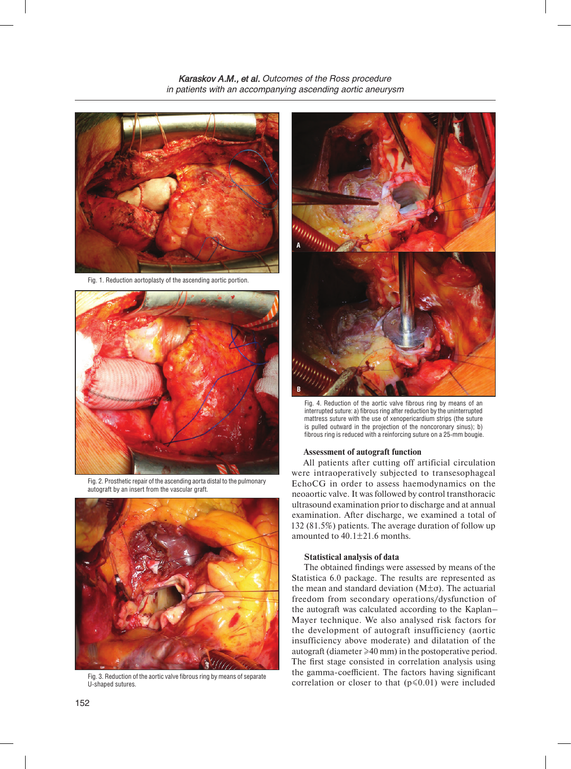Fig. 1. Reduction aortoplasty of the ascending aortic portion.

Fig. 2. Prosthetic repair of the ascending aorta distal to the pulmonary autograft by an insert from the vascular graft.

Fig. 3. Reduction of the aortic valve fibrous ring by means of separate U-shaped sutures.

Fig. 4. Reduction of the aortic valve fibrous ring by means of an interrupted suture: a) fibrous ring after reduction by the uninterrupted mattress suture with the use of xenopericardium strips (the suture is pulled outward in the projection of the noncoronary sinus); b) fibrous ring is reduced with a reinforcing suture on a 25-mm bougie.

#### Assessment of autograft function

All patients after cutting off artificial circulation were intraoperatively subjected to transesophageal EchoCG in order to assess haemodynamics on the neoaortic valve. It was followed by control transthoracic ultrasound examination prior to discharge and at annual examination. After discharge, we examined a total of 132 (81.5%) patients. The average duration of follow up amounted to 40.1±21.6 months.

#### Statistical analysis of data

The obtained findings were assessed by means of the Statistica 6.0 package. The results are represented as the mean and standard deviation (M±σ). The actuarial freedom from secondary operations/dysfunction of the autograft was calculated according to the Kaplan–Mayer technique. We also analysed risk factors for the development of autograft insufficiency (aortic insufficiency above moderate) and dilatation of the autograft (diameter ⩾40 mm) in the postoperative period. The first stage consisted in correlation analysis using the gamma-coefficient. The factors having significant correlation or closer to that ($p \leqslant 0.01$) were included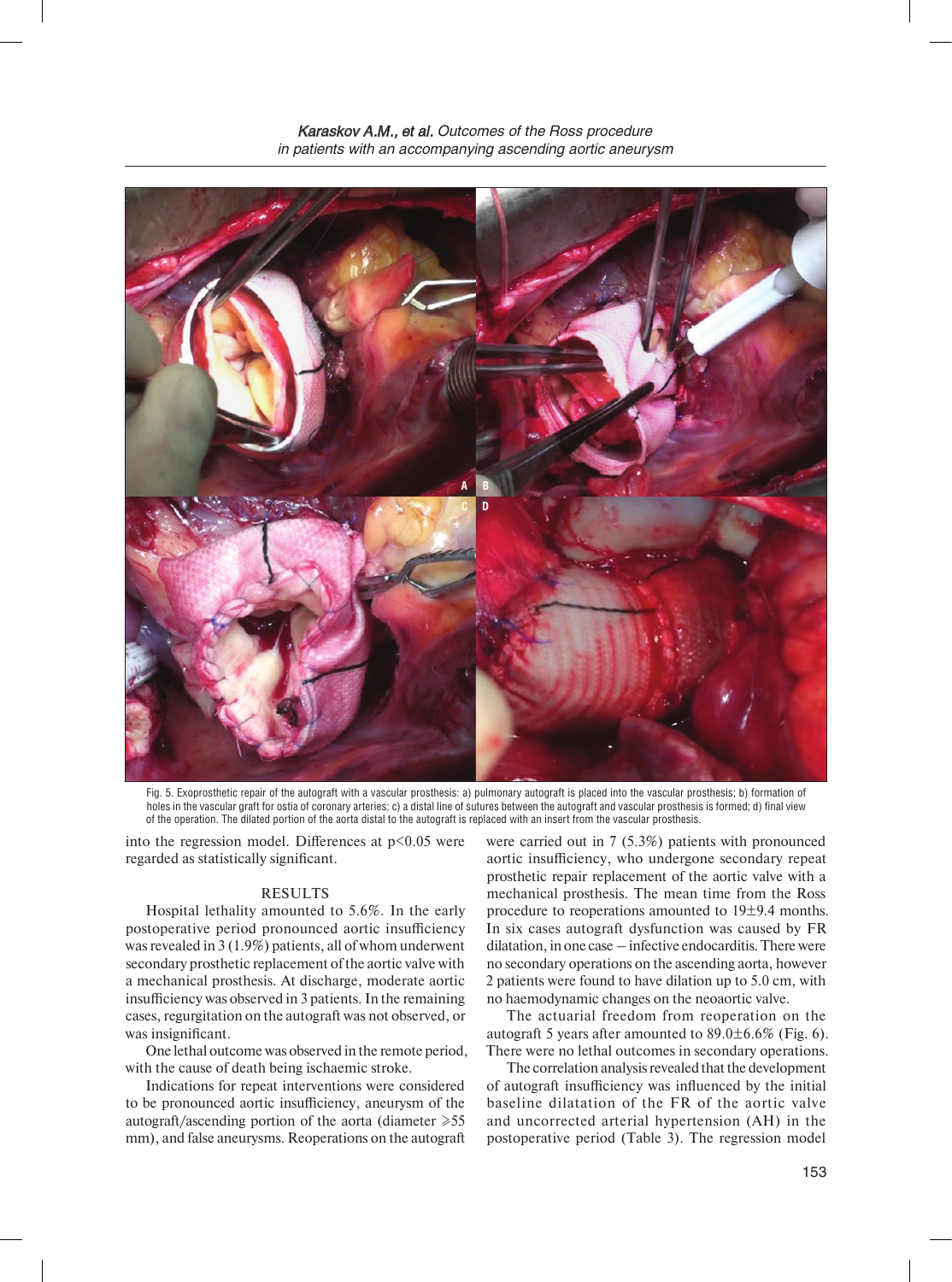Fig. 5. Exoprosthetic repair of the autograft with a vascular prosthesis: a) pulmonary autograft is placed into the vascular prosthesis; b) formation of holes in the vascular graft for ostia of coronary arteries; c) a distal line of sutures between the autograft and vascular prosthesis is formed; d) final view of the operation. The dilated portion of the aorta distal to the autograft is replaced with an insert from the vascular prosthesis.

into the regression model. Differences at $p<0.05$ were regarded as statistically significant.

## RESULTS

Hospital lethality amounted to 5.6%. In the early postoperative period pronounced aortic insufficiency was revealed in 3 (1.9%) patients, all of whom underwent secondary prosthetic replacement of the aortic valve with a mechanical prosthesis. At discharge, moderate aortic insufficiency was observed in 3 patients. In the remaining cases, regurgitation on the autograft was not observed, or was insignificant.

One lethal outcome was observed in the remote period, with the cause of death being ischaemic stroke.

Indications for repeat interventions were considered to be pronounced aortic insufficiency, aneurysm of the autograft/ascending portion of the aorta (diameter ⩾55 mm), and false aneurysms. Reoperations on the autograft were carried out in 7 (5.3%) patients with pronounced aortic insufficiency, who undergone secondary repeat prosthetic repair replacement of the aortic valve with a mechanical prosthesis. The mean time from the Ross procedure to reoperations amounted to 19±9.4 months. In six cases autograft dysfunction was caused by FR dilatation, in one case – infective endocarditis. There were no secondary operations on the ascending aorta, however 2 patients were found to have dilation up to 5.0 cm, with no haemodynamic changes on the neoaortic valve.

The actuarial freedom from reoperation on the autograft 5 years after amounted to 89.0±6.6% (Fig. 6). There were no lethal outcomes in secondary operations.

The correlation analysis revealed that the development of autograft insufficiency was influenced by the initial baseline dilatation of the FR of the aortic valve and uncorrected arterial hypertension (AH) in the postoperative period (Table 3). The regression model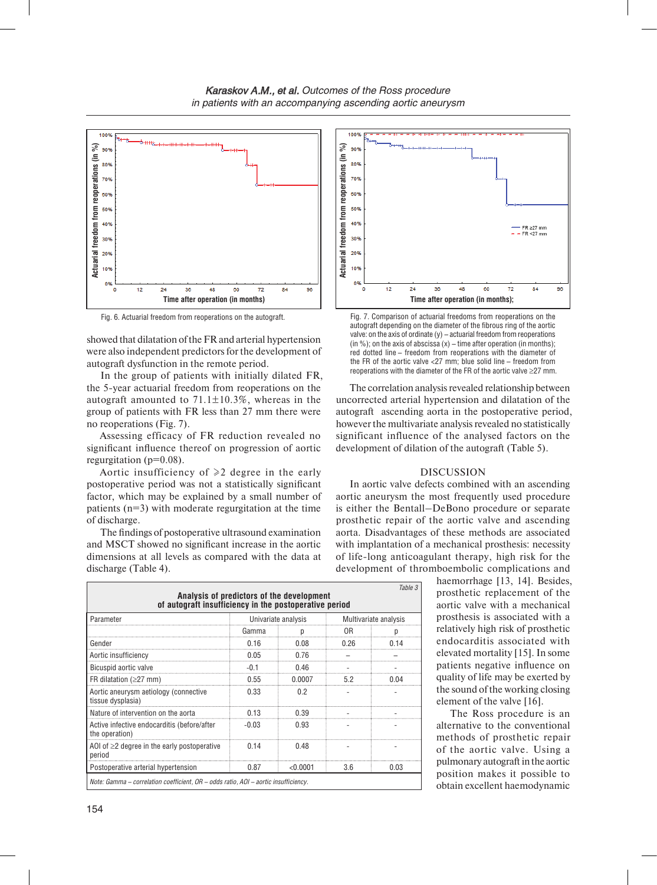Fig. 6. Actuarial freedom from reoperations on the autograft.

Fig. 7. Comparison of actuarial freedoms from reoperations on the autograft depending on the diameter of the fibrous ring of the aortic valve: on the axis of ordinate (y) – actuarial freedom from reoperations (in %); on the axis of abscissa (x) – time after operation (in months); red dotted line – freedom from reoperations with the diameter of the FR of the aortic valve <27 mm; blue solid line – freedom from reoperations with the diameter of the FR of the aortic valve ≥27 mm.

showed that dilatation of the FR and arterial hypertension were also independent predictors for the development of autograft dysfunction in the remote period.

In the group of patients with initially dilated FR, the 5-year actuarial freedom from reoperations on the autograft amounted to 71.1±10.3%, whereas in the group of patients with FR less than 27 mm there were no reoperations (Fig. 7).

Assessing efficacy of FR reduction revealed no significant influence thereof on progression of aortic regurgitation (p=0.08).

Aortic insufficiency of ⩾2 degree in the early postoperative period was not a statistically significant factor, which may be explained by a small number of patients (n=3) with moderate regurgitation at the time of discharge.

The findings of postoperative ultrasound examination and MSCT showed no significant increase in the aortic dimensions at all levels as compared with the data at discharge (Table 4).

The correlation analysis revealed relationship between uncorrected arterial hypertension and dilatation of the autograft ascending aorta in the postoperative period, however the multivariate analysis revealed no statistically significant influence of the analysed factors on the development of dilation of the autograft (Table 5).

Table 3

**Analysis of predictors of the development of autograft insufficiency in the postoperative period**

| Parameter | Univariate analysis | | Multivariate analysis | |
|---|---|---|---|---|
| | Gamma | p | OR | p |
| Gender | 0.16 | 0.08 | 0.26 | 0.14 |
| Aortic insufficiency | 0.05 | 0.76 | – | – |
| Bicuspid aortic valve | -0.1 | 0.46 | - | - |
| FR dilatation (≥27 mm) | 0.55 | 0.0007 | 5.2 | 0.04 |
| Aortic aneurysm aetiology (connective tissue dysplasia) | 0.33 | 0.2 | - | - |
| Nature of intervention on the aorta | 0.13 | 0.39 | - | - |
| Active infective endocarditis (before/after the operation) | -0.03 | 0.93 | - | - |
| AOI of ≥2 degree in the early postoperative period | 0.14 | 0.48 | - | - |
| Postoperative arterial hypertension | 0.87 | <0.0001 | 3.6 | 0.03 |

*Note: Gamma – correlation coefficient, OR – odds ratio, AOI – aortic insufficiency.*

## DISCUSSION

In aortic valve defects combined with an ascending aortic aneurysm the most frequently used procedure is either the Bentall–DeBono procedure or separate prosthetic repair of the aortic valve and ascending aorta. Disadvantages of these methods are associated with implantation of a mechanical prosthesis: necessity of life-long anticoagulant therapy, high risk for the development of thromboembolic complications and haemorrhage [13, 14]. Besides, prosthetic replacement of the aortic valve with a mechanical prosthesis is associated with a relatively high risk of prosthetic endocarditis associated with elevated mortality [15]. In some patients negative influence on quality of life may be exerted by the sound of the working closing element of the valve [16].

The Ross procedure is an alternative to the conventional methods of prosthetic repair of the aortic valve. Using a pulmonary autograft in the aortic position makes it possible to obtain excellent haemodynamic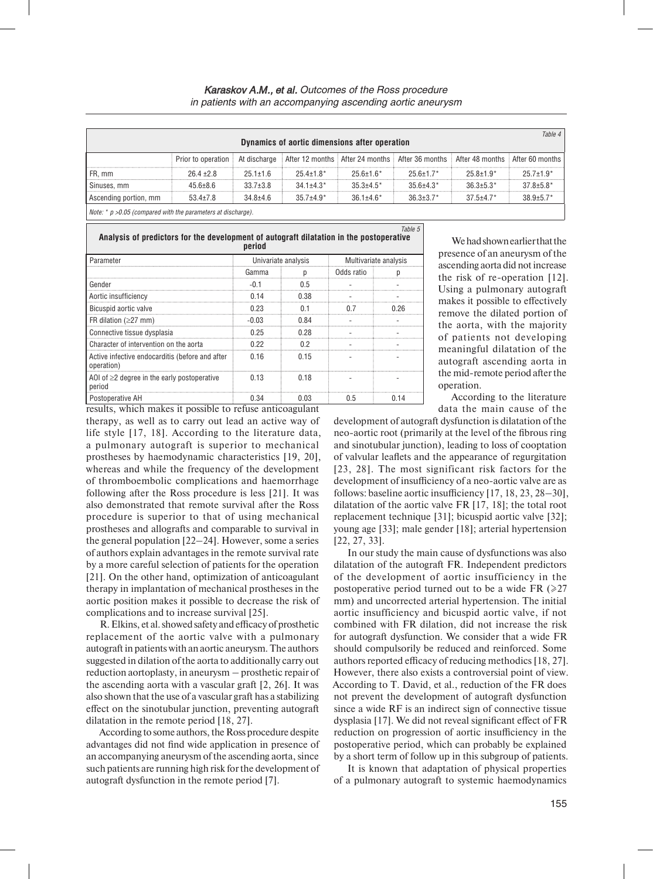Table 4

**Dynamics of aortic dimensions after operation**

| | Prior to operation | At discharge | After 12 months | After 24 months | After 36 months | After 48 months | After 60 months |
|---|---|---|---|---|---|---|---|
| FR, mm | 26.4 ±2.8 | 25.1±1.6 | 25.4±1.8* | 25.6±1.6* | 25.6±1.7* | 25.8±1.9* | 25.7±1.9* |
| Sinuses, mm | 45.6±8.6 | 33.7±3.8 | 34.1±4.3* | 35.3±4.5* | 35.6±4.3* | 36.3±5.3* | 37.8±5.8* |
| Ascending portion, mm | 53.4±7.8 | 34.8±4.6 | 35.7±4.9* | 36.1±4.6* | 36.3±3.7* | 37.5±4.7* | 38.9±5.7* |

*Note: * p >0.05 (compared with the parameters at discharge).*

Table 5

**Analysis of predictors for the development of autograft dilatation in the postoperative period**

| Parameter | Univariate analysis | | Multivariate analysis | |
|---|---|---|---|---|
| | Gamma | p | Odds ratio | p |
| Gender | -0.1 | 0.5 | - | - |
| Aortic insufficiency | 0.14 | 0.38 | - | - |
| Bicuspid aortic valve | 0.23 | 0.1 | 0.7 | 0.26 |
| FR dilation (≥27 mm) | -0.03 | 0.84 | - | - |
| Connective tissue dysplasia | 0.25 | 0.28 | - | - |
| Character of intervention on the aorta | 0.22 | 0.2 | - | - |
| Active infective endocarditis (before and after operation) | 0.16 | 0.15 | - | - |
| AOI of ≥2 degree in the early postoperative period | 0.13 | 0.18 | - | - |
| Postoperative AH | 0.34 | 0.03 | 0.5 | 0.14 |

results, which makes it possible to refuse anticoagulant therapy, as well as to carry out lead an active way of life style [17, 18]. According to the literature data, a pulmonary autograft is superior to mechanical prostheses by haemodynamic characteristics [19, 20], whereas and while the frequency of the development of thromboembolic complications and haemorrhage following after the Ross procedure is less [21]. It was also demonstrated that remote survival after the Ross procedure is superior to that of using mechanical prostheses and allografts and comparable to survival in the general population [22–24]. However, some a series of authors explain advantages in the remote survival rate by a more careful selection of patients for the operation [21]. On the other hand, optimization of anticoagulant therapy in implantation of mechanical prostheses in the aortic position makes it possible to decrease the risk of complications and to increase survival [25].

R. Elkins, et al. showed safety and efficacy of prosthetic replacement of the aortic valve with a pulmonary autograft in patients with an aortic aneurysm. The authors suggested in dilation of the aorta to additionally carry out reduction aortoplasty, in aneurysm – prosthetic repair of the ascending aorta with a vascular graft [2, 26]. It was also shown that the use of a vascular graft has a stabilizing effect on the sinotubular junction, preventing autograft dilatation in the remote period [18, 27].

According to some authors, the Ross procedure despite advantages did not find wide application in presence of an accompanying aneurysm of the ascending aorta, since such patients are running high risk for the development of autograft dysfunction in the remote period [7].

We had shown earlier that the presence of an aneurysm of the ascending aorta did not increase the risk of re-operation [12]. Using a pulmonary autograft makes it possible to effectively remove the dilated portion of the aorta, with the majority of patients not developing meaningful dilatation of the autograft ascending aorta in the mid-remote period after the operation.

According to the literature data the main cause of the development of autograft dysfunction is dilatation of the neo-aortic root (primarily at the level of the fibrous ring and sinotubular junction), leading to loss of cooptation of valvular leaflets and the appearance of regurgitation [23, 28]. The most significant risk factors for the development of insufficiency of a neo-aortic valve are as follows: baseline aortic insufficiency [17, 18, 23, 28–30], dilatation of the aortic valve FR [17, 18]; the total root replacement technique [31]; bicuspid aortic valve [32]; young age [33]; male gender [18]; arterial hypertension [22, 27, 33].

In our study the main cause of dysfunctions was also dilatation of the autograft FR. Independent predictors of the development of aortic insufficiency in the postoperative period turned out to be a wide FR (⩾27 mm) and uncorrected arterial hypertension. The initial aortic insufficiency and bicuspid aortic valve, if not combined with FR dilation, did not increase the risk for autograft dysfunction. We consider that a wide FR should compulsorily be reduced and reinforced. Some authors reported efficacy of reducing methodics [18, 27]. However, there also exists a controversial point of view. According to T. David, et al., reduction of the FR does not prevent the development of autograft dysfunction since a wide RF is an indirect sign of connective tissue dysplasia [17]. We did not reveal significant effect of FR reduction on progression of aortic insufficiency in the postoperative period, which can probably be explained by a short term of follow up in this subgroup of patients.

It is known that adaptation of physical properties of a pulmonary autograft to systemic haemodynamics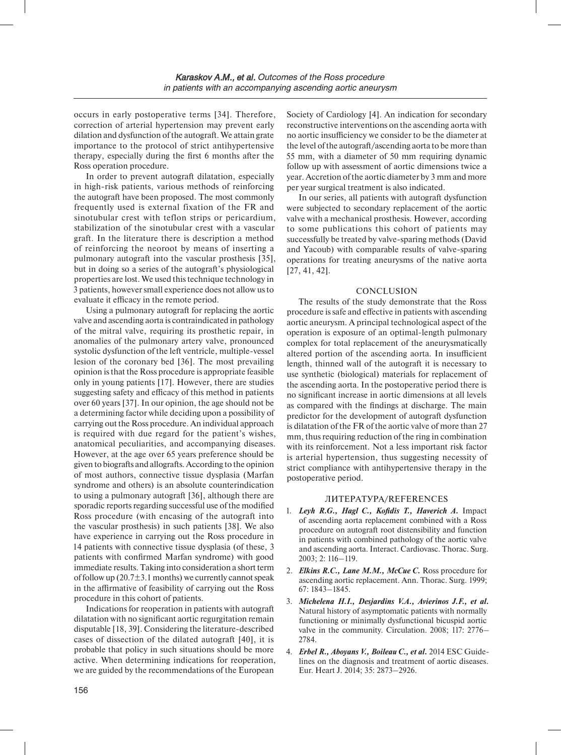occurs in early postoperative terms [34]. Therefore, correction of arterial hypertension may prevent early dilation and dysfunction of the autograft. We attain grate importance to the protocol of strict antihypertensive therapy, especially during the first 6 months after the Ross operation procedure.

In order to prevent autograft dilatation, especially in high-risk patients, various methods of reinforcing the autograft have been proposed. The most commonly frequently used is external fixation of the FR and sinotubular crest with teflon strips or pericardium, stabilization of the sinotubular crest with a vascular graft. In the literature there is description a method of reinforcing the neoroot by means of inserting a pulmonary autograft into the vascular prosthesis [35], but in doing so a series of the autograft's physiological properties are lost. We used this technique technology in 3 patients, however small experience does not allow us to evaluate it efficacy in the remote period.

Using a pulmonary autograft for replacing the aortic valve and ascending aorta is contraindicated in pathology of the mitral valve, requiring its prosthetic repair, in anomalies of the pulmonary artery valve, pronounced systolic dysfunction of the left ventricle, multiple-vessel lesion of the coronary bed [36]. The most prevailing opinion is that the Ross procedure is appropriate feasible only in young patients [17]. However, there are studies suggesting safety and efficacy of this method in patients over 60 years [37]. In our opinion, the age should not be a determining factor while deciding upon a possibility of carrying out the Ross procedure. An individual approach is required with due regard for the patient's wishes, anatomical peculiarities, and accompanying diseases. However, at the age over 65 years preference should be given to biografts and allografts. According to the opinion of most authors, connective tissue dysplasia (Marfan syndrome and others) is an absolute counterindication to using a pulmonary autograft [36], although there are sporadic reports regarding successful use of the modified Ross procedure (with encasing of the autograft into the vascular prosthesis) in such patients [38]. We also have experience in carrying out the Ross procedure in 14 patients with connective tissue dysplasia (of these, 3 patients with confirmed Marfan syndrome) with good immediate results. Taking into consideration a short term of follow up (20.7±3.1 months) we currently cannot speak in the affirmative of feasibility of carrying out the Ross procedure in this cohort of patients.

Indications for reoperation in patients with autograft dilatation with no significant aortic regurgitation remain disputable [18, 39]. Considering the literature-described cases of dissection of the dilated autograft [40], it is probable that policy in such situations should be more active. When determining indications for reoperation, we are guided by the recommendations of the European Society of Cardiology [4]. An indication for secondary reconstructive interventions on the ascending aorta with no aortic insufficiency we consider to be the diameter at the level of the autograft/ascending aorta to be more than 55 mm, with a diameter of 50 mm requiring dynamic follow up with assessment of aortic dimensions twice a year. Accretion of the aortic diameter by 3 mm and more per year surgical treatment is also indicated.

In our series, all patients with autograft dysfunction were subjected to secondary replacement of the aortic valve with a mechanical prosthesis. However, according to some publications this cohort of patients may successfully be treated by valve-sparing methods (David and Yacoub) with comparable results of valve-sparing operations for treating aneurysms of the native aorta [27, 41, 42].

## CONCLUSION

The results of the study demonstrate that the Ross procedure is safe and effective in patients with ascending aortic aneurysm. A principal technological aspect of the operation is exposure of an optimal-length pulmonary complex for total replacement of the aneurysmatically altered portion of the ascending aorta. In insufficient length, thinned wall of the autograft it is necessary to use synthetic (biological) materials for replacement of the ascending aorta. In the postoperative period there is no significant increase in aortic dimensions at all levels as compared with the findings at discharge. The main predictor for the development of autograft dysfunction is dilatation of the FR of the aortic valve of more than 27 mm, thus requiring reduction of the ring in combination with its reinforcement. Not a less important risk factor is arterial hypertension, thus suggesting necessity of strict compliance with antihypertensive therapy in the postoperative period.

## ЛИТЕРАТУРА/REFERENCES

1. ***Leyh R.G., Hagl C., Kofidis T., Haverich A.*** Impact of ascending aorta replacement combined with a Ross procedure on autograft root distensibility and function in patients with combined pathology of the aortic valve and ascending aorta. Interact. Cardiovasc. Thorac. Surg. 2003; 2: 116–119.
2. ***Elkins R.C., Lane M.M., McCue C.*** Ross procedure for ascending aortic replacement. Ann. Thorac. Surg. 1999; 67: 1843–1845.
3. ***Michelena H.I., Desjardins V.A., Avierinos J.F., et al.*** Natural history of asymptomatic patients with normally functioning or minimally dysfunctional bicuspid aortic valve in the community. Circulation. 2008; 117: 2776–2784.
4. ***Erbel R., Aboyans V., Boileau C., et al.*** 2014 ESC Guidelines on the diagnosis and treatment of aortic diseases. Eur. Heart J. 2014; 35: 2873–2926.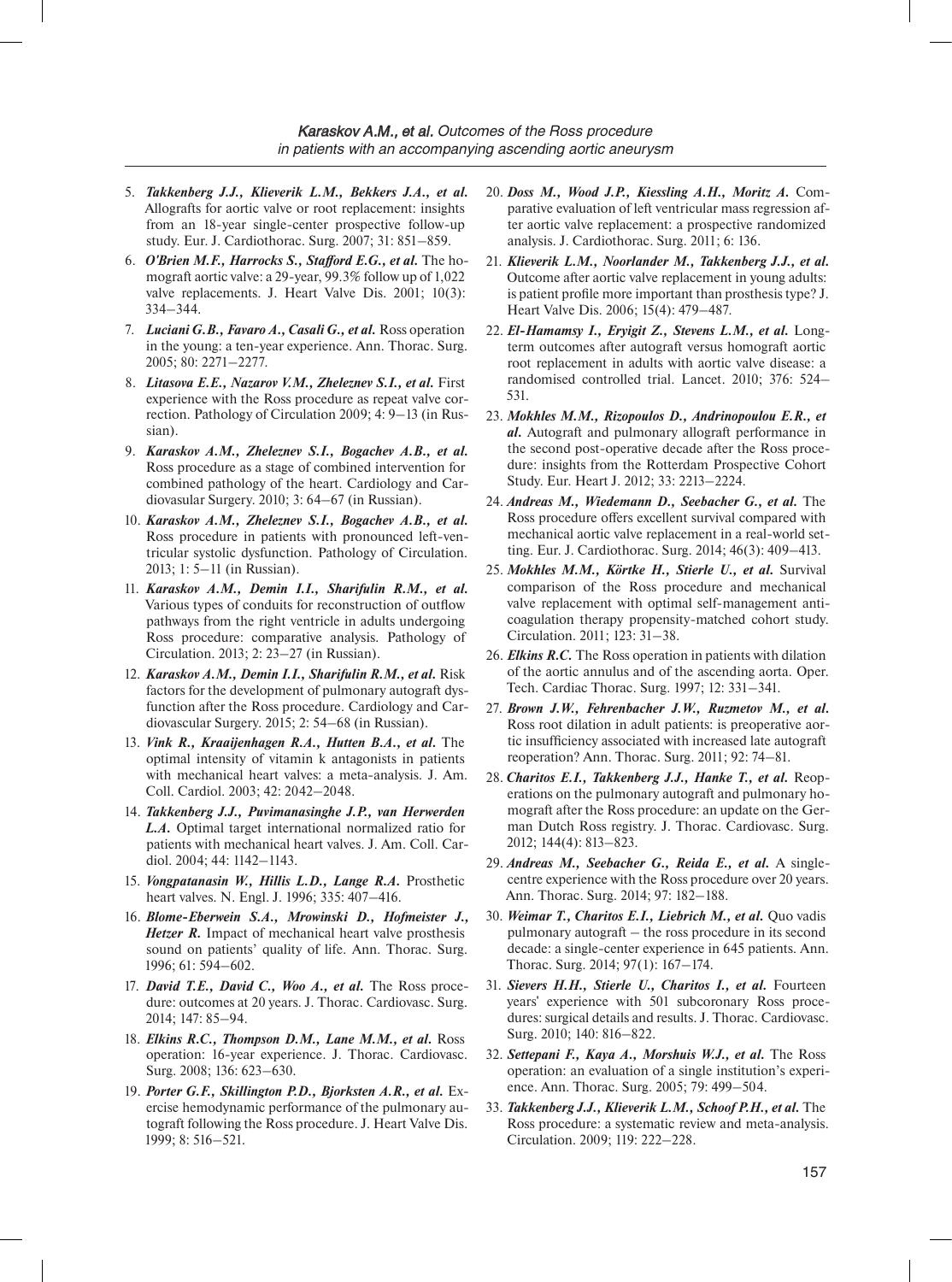5. ***Takkenberg J.J., Klieverik L.M., Bekkers J.A., et al.*** Allografts for aortic valve or root replacement: insights from an 18-year single-center prospective follow-up study. Eur. J. Cardiothorac. Surg. 2007; 31: 851–859.
6. ***O'Brien M.F., Harrocks S., Stafford E.G., et al.*** The homograft aortic valve: a 29-year, 99.3% follow up of 1,022 valve replacements. J. Heart Valve Dis. 2001; 10(3): 334–344.
7. ***Luciani G.B., Favaro A., Casali G., et al.*** Ross operation in the young: a ten-year experience. Ann. Thorac. Surg. 2005; 80: 2271–2277.
8. ***Litasova E.E., Nazarov V.M., Zheleznev S.I., et al.*** First experience with the Ross procedure as repeat valve correction. Pathology of Circulation 2009; 4: 9–13 (in Russian).
9. ***Karaskov A.M., Zheleznev S.I., Bogachev A.B., et al.*** Ross procedure as a stage of combined intervention for combined pathology of the heart. Cardiology and Cardiovasular Surgery. 2010; 3: 64–67 (in Russian).
10. ***Karaskov A.M., Zheleznev S.I., Bogachev A.B., et al.*** Ross procedure in patients with pronounced left-ventricular systolic dysfunction. Pathology of Circulation. 2013; 1: 5–11 (in Russian).
11. ***Karaskov A.M., Demin I.I., Sharifulin R.M., et al.*** Various types of conduits for reconstruction of outflow pathways from the right ventricle in adults undergoing Ross procedure: comparative analysis. Pathology of Circulation. 2013; 2: 23–27 (in Russian).
12. ***Karaskov A.M., Demin I.I., Sharifulin R.M., et al.*** Risk factors for the development of pulmonary autograft dysfunction after the Ross procedure. Cardiology and Cardiovascular Surgery. 2015; 2: 54–68 (in Russian).
13. ***Vink R., Kraaijenhagen R.A., Hutten B.A., et al.*** The optimal intensity of vitamin k antagonists in patients with mechanical heart valves: a meta-analysis. J. Am. Coll. Cardiol. 2003; 42: 2042–2048.
14. ***Takkenberg J.J., Puvimanasinghe J.P., van Herwerden L.A.*** Optimal target international normalized ratio for patients with mechanical heart valves. J. Am. Coll. Cardiol. 2004; 44: 1142–1143.
15. ***Vongpatanasin W., Hillis L.D., Lange R.A.*** Prosthetic heart valves. N. Engl. J. 1996; 335: 407–416.
16. ***Blome-Eberwein S.A., Mrowinski D., Hofmeister J., Hetzer R.*** Impact of mechanical heart valve prosthesis sound on patients' quality of life. Ann. Thorac. Surg. 1996; 61: 594–602.
17. ***David T.E., David C., Woo A., et al.*** The Ross procedure: outcomes at 20 years. J. Thorac. Cardiovasc. Surg. 2014; 147: 85–94.
18. ***Elkins R.C., Thompson D.M., Lane M.M., et al.*** Ross operation: 16-year experience. J. Thorac. Cardiovasc. Surg. 2008; 136: 623–630.
19. ***Porter G.F., Skillington P.D., Bjorksten A.R., et al.*** Exercise hemodynamic performance of the pulmonary autograft following the Ross procedure. J. Heart Valve Dis. 1999; 8: 516–521.
20. ***Doss M., Wood J.P., Kiessling A.H., Moritz A.*** Comparative evaluation of left ventricular mass regression after aortic valve replacement: a prospective randomized analysis. J. Cardiothorac. Surg. 2011; 6: 136.
21. ***Klieverik L.M., Noorlander M., Takkenberg J.J., et al.*** Outcome after aortic valve replacement in young adults: is patient profile more important than prosthesis type? J. Heart Valve Dis. 2006; 15(4): 479–487.
22. ***El-Hamamsy I., Eryigit Z., Stevens L.M., et al.*** Long-term outcomes after autograft versus homograft aortic root replacement in adults with aortic valve disease: a randomised controlled trial. Lancet. 2010; 376: 524–531.
23. ***Mokhles M.M., Rizopoulos D., Andrinopoulou E.R., et al.*** Autograft and pulmonary allograft performance in the second post-operative decade after the Ross procedure: insights from the Rotterdam Prospective Cohort Study. Eur. Heart J. 2012; 33: 2213–2224.
24. ***Andreas M., Wiedemann D., Seebacher G., et al.*** The Ross procedure offers excellent survival compared with mechanical aortic valve replacement in a real-world setting. Eur. J. Cardiothorac. Surg. 2014; 46(3): 409–413.
25. ***Mokhles M.M., Körtke H., Stierle U., et al.*** Survival comparison of the Ross procedure and mechanical valve replacement with optimal self-management anticoagulation therapy propensity-matched cohort study. Circulation. 2011; 123: 31–38.
26. ***Elkins R.C.*** The Ross operation in patients with dilation of the aortic annulus and of the ascending aorta. Oper. Tech. Cardiac Thorac. Surg. 1997; 12: 331–341.
27. ***Brown J.W., Fehrenbacher J.W., Ruzmetov M., et al.*** Ross root dilation in adult patients: is preoperative aortic insufficiency associated with increased late autograft reoperation? Ann. Thorac. Surg. 2011; 92: 74–81.
28. ***Charitos E.I., Takkenberg J.J., Hanke T., et al.*** Reoperations on the pulmonary autograft and pulmonary homograft after the Ross procedure: an update on the German Dutch Ross registry. J. Thorac. Cardiovasc. Surg. 2012; 144(4): 813–823.
29. ***Andreas M., Seebacher G., Reida E., et al.*** A single-centre experience with the Ross procedure over 20 years. Ann. Thorac. Surg. 2014; 97: 182–188.
30. ***Weimar T., Charitos E.I., Liebrich M., et al.*** Quo vadis pulmonary autograft – the ross procedure in its second decade: a single-center experience in 645 patients. Ann. Thorac. Surg. 2014; 97(1): 167–174.
31. ***Sievers H.H., Stierle U., Charitos I., et al.*** Fourteen years' experience with 501 subcoronary Ross procedures: surgical details and results. J. Thorac. Cardiovasc. Surg. 2010; 140: 816–822.
32. ***Settepani F., Kaya A., Morshuis W.J., et al.*** The Ross operation: an evaluation of a single institution's experience. Ann. Thorac. Surg. 2005; 79: 499–504.
33. ***Takkenberg J.J., Klieverik L.M., Schoof P.H., et al.*** The Ross procedure: a systematic review and meta-analysis. Circulation. 2009; 119: 222–228.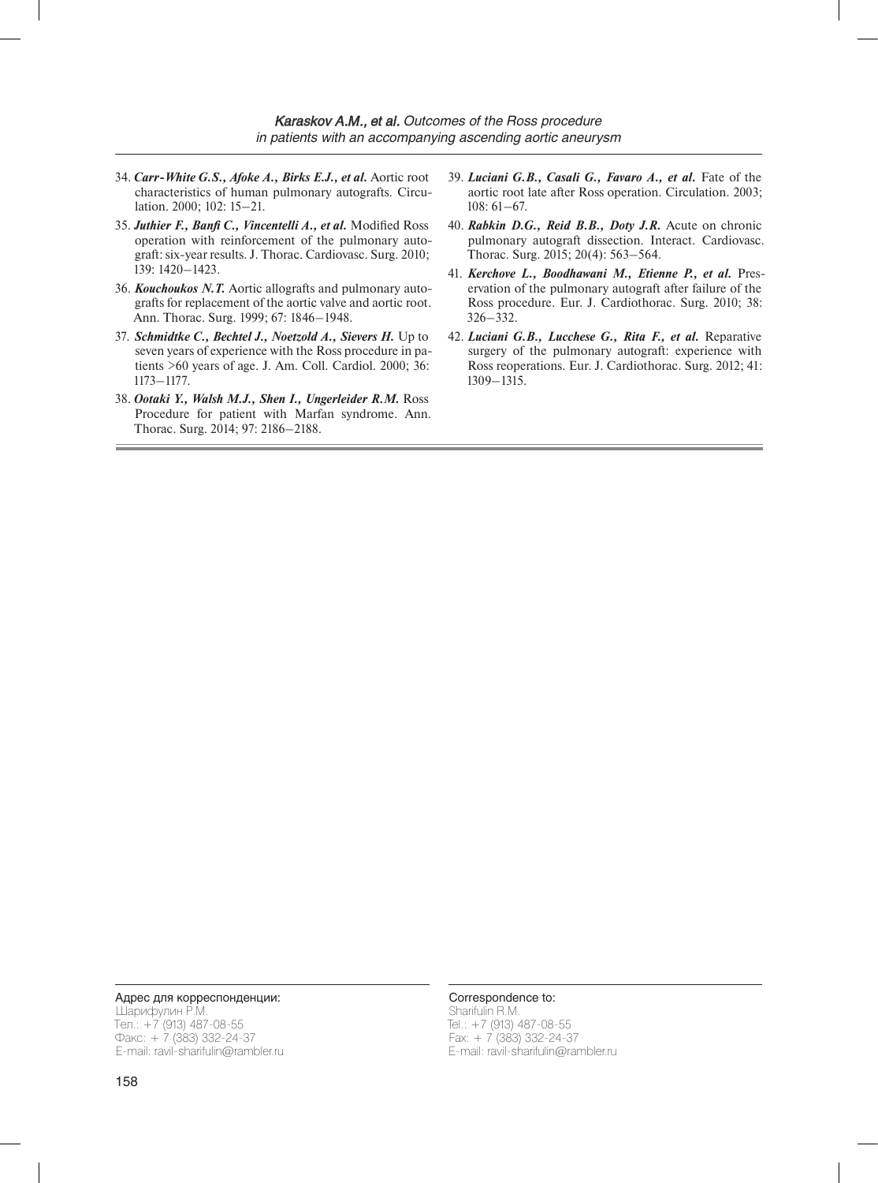34. ***Carr-White G.S., Afoke A., Birks E.J., et al.*** Aortic root characteristics of human pulmonary autografts. Circulation. 2000; 102: 15–21.

35. ***Juthier F., Banfi C., Vincentelli A., et al.*** Modified Ross operation with reinforcement of the pulmonary autograft: six-year results. J. Thorac. Cardiovasc. Surg. 2010; 139: 1420–1423.

36. ***Kouchoukos N.T.*** Aortic allografts and pulmonary autografts for replacement of the aortic valve and aortic root. Ann. Thorac. Surg. 1999; 67: 1846–1948.

37. ***Schmidtke C., Bechtel J., Noetzold A., Sievers H.*** Up to seven years of experience with the Ross procedure in patients >60 years of age. J. Am. Coll. Cardiol. 2000; 36: 1173–1177.

38. ***Ootaki Y., Walsh M.J., Shen I., Ungerleider R.M.*** Ross Procedure for patient with Marfan syndrome. Ann. Thorac. Surg. 2014; 97: 2186–2188.

39. ***Luciani G.B., Casali G., Favaro A., et al.*** Fate of the aortic root late after Ross operation. Circulation. 2003; 108: 61–67.

40. ***Rabkin D.G., Reid B.B., Doty J.R.*** Acute on chronic pulmonary autograft dissection. Interact. Cardiovasc. Thorac. Surg. 2015; 20(4): 563–564.

41. ***Kerchove L., Boodhawani M., Etienne P., et al.*** Preservation of the pulmonary autograft after failure of the Ross procedure. Eur. J. Cardiothorac. Surg. 2010; 38: 326–332.

42. ***Luciani G.B., Lucchese G., Rita F., et al.*** Reparative surgery of the pulmonary autograft: experience with Ross reoperations. Eur. J. Cardiothorac. Surg. 2012; 41: 1309–1315.

Адрес для корреспонденции:
Шарифулин Р.М.
Тел.: +7 (913) 487-08-55
Факс: + 7 (383) 332-24-37
E-mail: ravil-sharifulin@rambler.ru

Correspondence to:
Sharifulin R.M.
Tel.: +7 (913) 487-08-55
Fax: + 7 (383) 332-24-37
E-mail: ravil-sharifulin@rambler.ru